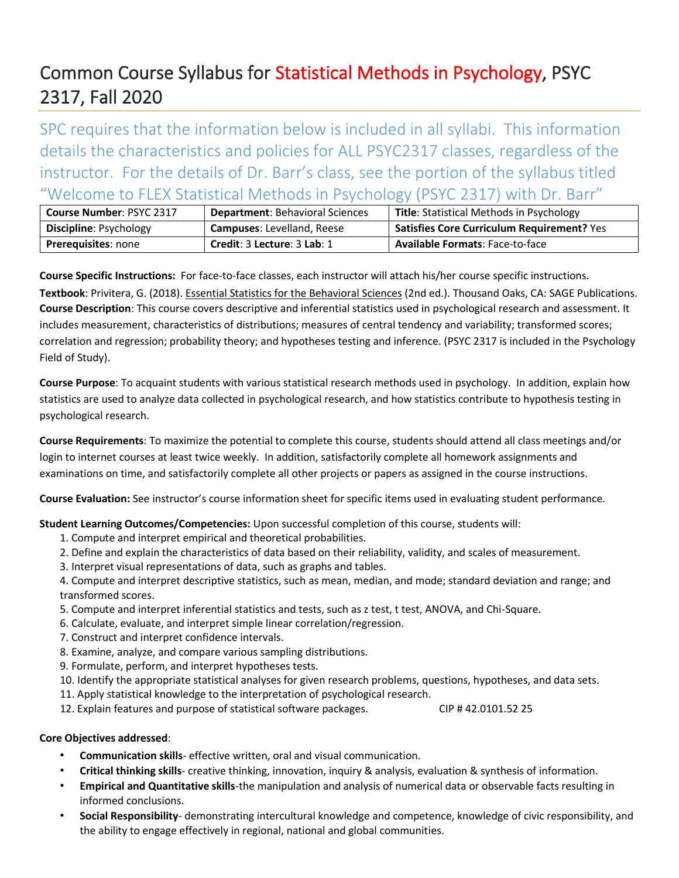# Common Course Syllabus for Statistical Methods in Psychology, PSYC 2317, Fall 2020

SPC requires that the information below is included in all syllabi. This information details the characteristics and policies for ALL PSYC2317 classes, regardless of the instructor. For the details of Dr. Barr's class, see the portion of the syllabus titled "Welcome to FLEX Statistical Methods in Psychology (PSYC 2317) with Dr. Barr"

| **Course Number**: PSYC 2317 | **Department**: Behavioral Sciences | **Title**: Statistical Methods in Psychology |
|---|---|---|
| **Discipline**: Psychology | **Campuses**: Levelland, Reese | **Satisfies Core Curriculum Requirement?** Yes |
| **Prerequisites**: none | **Credit**: 3 **Lecture**: 3 **Lab**: 1 | **Available Formats**: Face-to-face |

**Course Specific Instructions:** For face-to-face classes, each instructor will attach his/her course specific instructions.

**Textbook**: Privitera, G. (2018). Essential Statistics for the Behavioral Sciences (2nd ed.). Thousand Oaks, CA: SAGE Publications.

**Course Description**: This course covers descriptive and inferential statistics used in psychological research and assessment. It includes measurement, characteristics of distributions; measures of central tendency and variability; transformed scores; correlation and regression; probability theory; and hypotheses testing and inference. (PSYC 2317 is included in the Psychology Field of Study).

**Course Purpose**: To acquaint students with various statistical research methods used in psychology. In addition, explain how statistics are used to analyze data collected in psychological research, and how statistics contribute to hypothesis testing in psychological research.

**Course Requirements**: To maximize the potential to complete this course, students should attend all class meetings and/or login to internet courses at least twice weekly. In addition, satisfactorily complete all homework assignments and examinations on time, and satisfactorily complete all other projects or papers as assigned in the course instructions.

**Course Evaluation:** See instructor's course information sheet for specific items used in evaluating student performance.

**Student Learning Outcomes/Competencies:** Upon successful completion of this course, students will:

1. Compute and interpret empirical and theoretical probabilities.
2. Define and explain the characteristics of data based on their reliability, validity, and scales of measurement.
3. Interpret visual representations of data, such as graphs and tables.
4. Compute and interpret descriptive statistics, such as mean, median, and mode; standard deviation and range; and transformed scores.
5. Compute and interpret inferential statistics and tests, such as z test, t test, ANOVA, and Chi-Square.
6. Calculate, evaluate, and interpret simple linear correlation/regression.
7. Construct and interpret confidence intervals.
8. Examine, analyze, and compare various sampling distributions.
9. Formulate, perform, and interpret hypotheses tests.
10. Identify the appropriate statistical analyses for given research problems, questions, hypotheses, and data sets.
11. Apply statistical knowledge to the interpretation of psychological research.
12. Explain features and purpose of statistical software packages. CIP # 42.0101.52 25

**Core Objectives addressed**:

- **Communication skills**- effective written, oral and visual communication.
- **Critical thinking skills**- creative thinking, innovation, inquiry & analysis, evaluation & synthesis of information.
- **Empirical and Quantitative skills**-the manipulation and analysis of numerical data or observable facts resulting in informed conclusions.
- **Social Responsibility**- demonstrating intercultural knowledge and competence, knowledge of civic responsibility, and the ability to engage effectively in regional, national and global communities.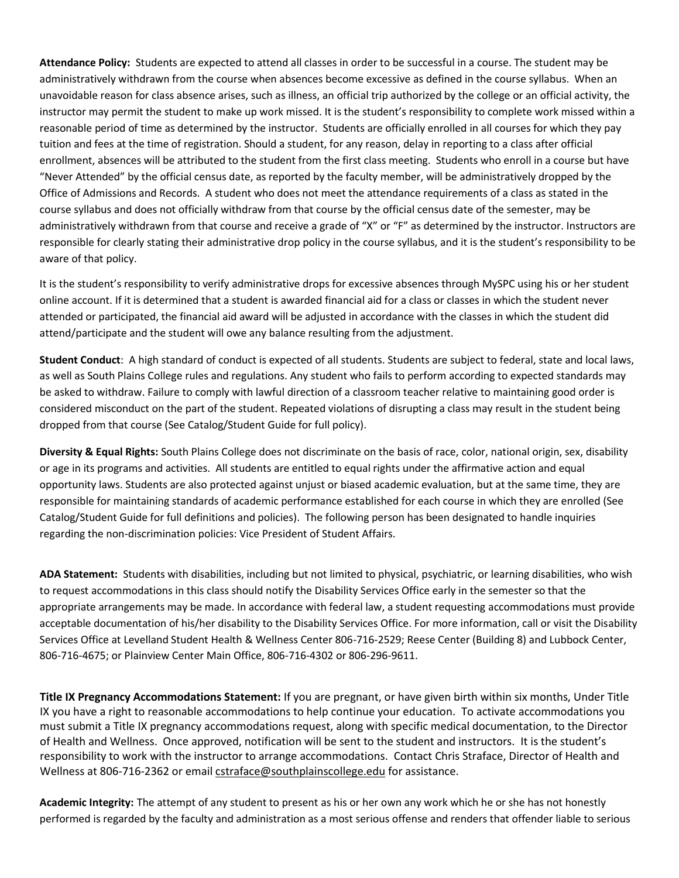**Attendance Policy:** Students are expected to attend all classes in order to be successful in a course. The student may be administratively withdrawn from the course when absences become excessive as defined in the course syllabus. When an unavoidable reason for class absence arises, such as illness, an official trip authorized by the college or an official activity, the instructor may permit the student to make up work missed. It is the student's responsibility to complete work missed within a reasonable period of time as determined by the instructor. Students are officially enrolled in all courses for which they pay tuition and fees at the time of registration. Should a student, for any reason, delay in reporting to a class after official enrollment, absences will be attributed to the student from the first class meeting. Students who enroll in a course but have "Never Attended" by the official census date, as reported by the faculty member, will be administratively dropped by the Office of Admissions and Records. A student who does not meet the attendance requirements of a class as stated in the course syllabus and does not officially withdraw from that course by the official census date of the semester, may be administratively withdrawn from that course and receive a grade of "X" or "F" as determined by the instructor. Instructors are responsible for clearly stating their administrative drop policy in the course syllabus, and it is the student's responsibility to be aware of that policy.

It is the student's responsibility to verify administrative drops for excessive absences through MySPC using his or her student online account. If it is determined that a student is awarded financial aid for a class or classes in which the student never attended or participated, the financial aid award will be adjusted in accordance with the classes in which the student did attend/participate and the student will owe any balance resulting from the adjustment.

**Student Conduct**: A high standard of conduct is expected of all students. Students are subject to federal, state and local laws, as well as South Plains College rules and regulations. Any student who fails to perform according to expected standards may be asked to withdraw. Failure to comply with lawful direction of a classroom teacher relative to maintaining good order is considered misconduct on the part of the student. Repeated violations of disrupting a class may result in the student being dropped from that course (See Catalog/Student Guide for full policy).

**Diversity & Equal Rights:** South Plains College does not discriminate on the basis of race, color, national origin, sex, disability or age in its programs and activities. All students are entitled to equal rights under the affirmative action and equal opportunity laws. Students are also protected against unjust or biased academic evaluation, but at the same time, they are responsible for maintaining standards of academic performance established for each course in which they are enrolled (See Catalog/Student Guide for full definitions and policies). The following person has been designated to handle inquiries regarding the non-discrimination policies: Vice President of Student Affairs.

**ADA Statement:** Students with disabilities, including but not limited to physical, psychiatric, or learning disabilities, who wish to request accommodations in this class should notify the Disability Services Office early in the semester so that the appropriate arrangements may be made. In accordance with federal law, a student requesting accommodations must provide acceptable documentation of his/her disability to the Disability Services Office. For more information, call or visit the Disability Services Office at Levelland Student Health & Wellness Center 806-716-2529; Reese Center (Building 8) and Lubbock Center, 806-716-4675; or Plainview Center Main Office, 806-716-4302 or 806-296-9611.

**Title IX Pregnancy Accommodations Statement:** If you are pregnant, or have given birth within six months, Under Title IX you have a right to reasonable accommodations to help continue your education. To activate accommodations you must submit a Title IX pregnancy accommodations request, along with specific medical documentation, to the Director of Health and Wellness. Once approved, notification will be sent to the student and instructors. It is the student's responsibility to work with the instructor to arrange accommodations. Contact Chris Straface, Director of Health and Wellness at 806-716-2362 or email cstraface@southplainscollege.edu for assistance.

**Academic Integrity:** The attempt of any student to present as his or her own any work which he or she has not honestly performed is regarded by the faculty and administration as a most serious offense and renders that offender liable to serious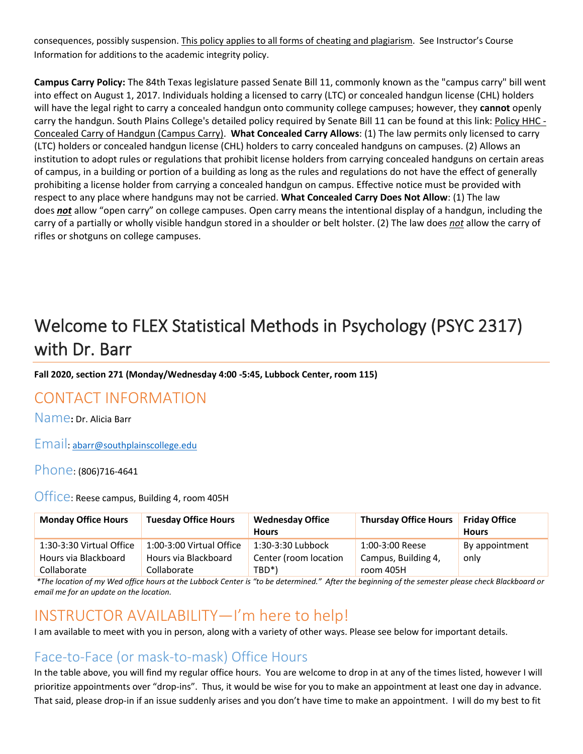consequences, possibly suspension. This policy applies to all forms of cheating and plagiarism. See Instructor's Course Information for additions to the academic integrity policy.

**Campus Carry Policy:** The 84th Texas legislature passed Senate Bill 11, commonly known as the "campus carry" bill went into effect on August 1, 2017. Individuals holding a licensed to carry (LTC) or concealed handgun license (CHL) holders will have the legal right to carry a concealed handgun onto community college campuses; however, they **cannot** openly carry the handgun. South Plains College's detailed policy required by Senate Bill 11 can be found at this link: Policy HHC - Concealed Carry of Handgun (Campus Carry). **What Concealed Carry Allows**: (1) The law permits only licensed to carry (LTC) holders or concealed handgun license (CHL) holders to carry concealed handguns on campuses. (2) Allows an institution to adopt rules or regulations that prohibit license holders from carrying concealed handguns on certain areas of campus, in a building or portion of a building as long as the rules and regulations do not have the effect of generally prohibiting a license holder from carrying a concealed handgun on campus. Effective notice must be provided with respect to any place where handguns may not be carried. **What Concealed Carry Does Not Allow**: (1) The law does ***not*** allow "open carry" on college campuses. Open carry means the intentional display of a handgun, including the carry of a partially or wholly visible handgun stored in a shoulder or belt holster. (2) The law does *not* allow the carry of rifles or shotguns on college campuses.

# Welcome to FLEX Statistical Methods in Psychology (PSYC 2317) with Dr. Barr

**Fall 2020, section 271 (Monday/Wednesday 4:00 -5:45, Lubbock Center, room 115)**

## CONTACT INFORMATION

Name**:** Dr. Alicia Barr

Email: abarr@southplainscollege.edu

Phone: (806)716-4641

Office: Reese campus, Building 4, room 405H

| Monday Office Hours | Tuesday Office Hours | Wednesday Office Hours | Thursday Office Hours | Friday Office Hours |
|---|---|---|---|---|
| 1:30-3:30 Virtual Office Hours via Blackboard Collaborate | 1:00-3:00 Virtual Office Hours via Blackboard Collaborate | 1:30-3:30 Lubbock Center (room location TBD*) | 1:00-3:00 Reese Campus, Building 4, room 405H | By appointment only |

*\*The location of my Wed office hours at the Lubbock Center is "to be determined." After the beginning of the semester please check Blackboard or email me for an update on the location.*

## INSTRUCTOR AVAILABILITY—I'm here to help!

I am available to meet with you in person, along with a variety of other ways. Please see below for important details.

### Face-to-Face (or mask-to-mask) Office Hours

In the table above, you will find my regular office hours. You are welcome to drop in at any of the times listed, however I will prioritize appointments over "drop-ins". Thus, it would be wise for you to make an appointment at least one day in advance. That said, please drop-in if an issue suddenly arises and you don't have time to make an appointment. I will do my best to fit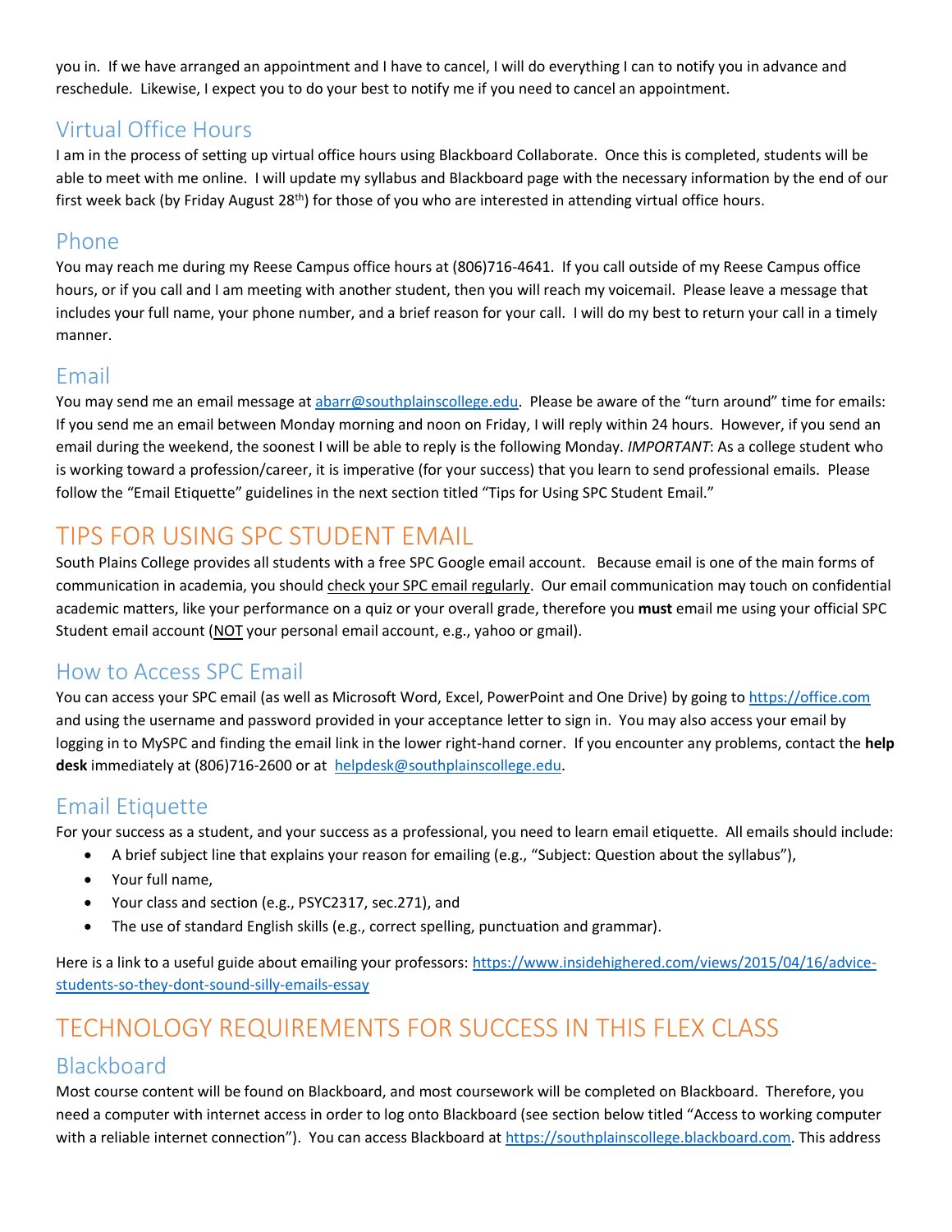you in. If we have arranged an appointment and I have to cancel, I will do everything I can to notify you in advance and reschedule. Likewise, I expect you to do your best to notify me if you need to cancel an appointment.

## Virtual Office Hours

I am in the process of setting up virtual office hours using Blackboard Collaborate. Once this is completed, students will be able to meet with me online. I will update my syllabus and Blackboard page with the necessary information by the end of our first week back (by Friday August 28th) for those of you who are interested in attending virtual office hours.

## Phone

You may reach me during my Reese Campus office hours at (806)716-4641. If you call outside of my Reese Campus office hours, or if you call and I am meeting with another student, then you will reach my voicemail. Please leave a message that includes your full name, your phone number, and a brief reason for your call. I will do my best to return your call in a timely manner.

## Email

You may send me an email message at abarr@southplainscollege.edu. Please be aware of the "turn around" time for emails: If you send me an email between Monday morning and noon on Friday, I will reply within 24 hours. However, if you send an email during the weekend, the soonest I will be able to reply is the following Monday. *IMPORTANT*: As a college student who is working toward a profession/career, it is imperative (for your success) that you learn to send professional emails. Please follow the "Email Etiquette" guidelines in the next section titled "Tips for Using SPC Student Email."

# TIPS FOR USING SPC STUDENT EMAIL

South Plains College provides all students with a free SPC Google email account. Because email is one of the main forms of communication in academia, you should check your SPC email regularly. Our email communication may touch on confidential academic matters, like your performance on a quiz or your overall grade, therefore you **must** email me using your official SPC Student email account (NOT your personal email account, e.g., yahoo or gmail).

## How to Access SPC Email

You can access your SPC email (as well as Microsoft Word, Excel, PowerPoint and One Drive) by going to https://office.com and using the username and password provided in your acceptance letter to sign in. You may also access your email by logging in to MySPC and finding the email link in the lower right-hand corner. If you encounter any problems, contact the **help desk** immediately at (806)716-2600 or at helpdesk@southplainscollege.edu.

## Email Etiquette

For your success as a student, and your success as a professional, you need to learn email etiquette. All emails should include:

- A brief subject line that explains your reason for emailing (e.g., "Subject: Question about the syllabus"),
- Your full name,
- Your class and section (e.g., PSYC2317, sec.271), and
- The use of standard English skills (e.g., correct spelling, punctuation and grammar).

Here is a link to a useful guide about emailing your professors: https://www.insidehighered.com/views/2015/04/16/advice-students-so-they-dont-sound-silly-emails-essay

# TECHNOLOGY REQUIREMENTS FOR SUCCESS IN THIS FLEX CLASS

## Blackboard

Most course content will be found on Blackboard, and most coursework will be completed on Blackboard. Therefore, you need a computer with internet access in order to log onto Blackboard (see section below titled "Access to working computer with a reliable internet connection"). You can access Blackboard at https://southplainscollege.blackboard.com. This address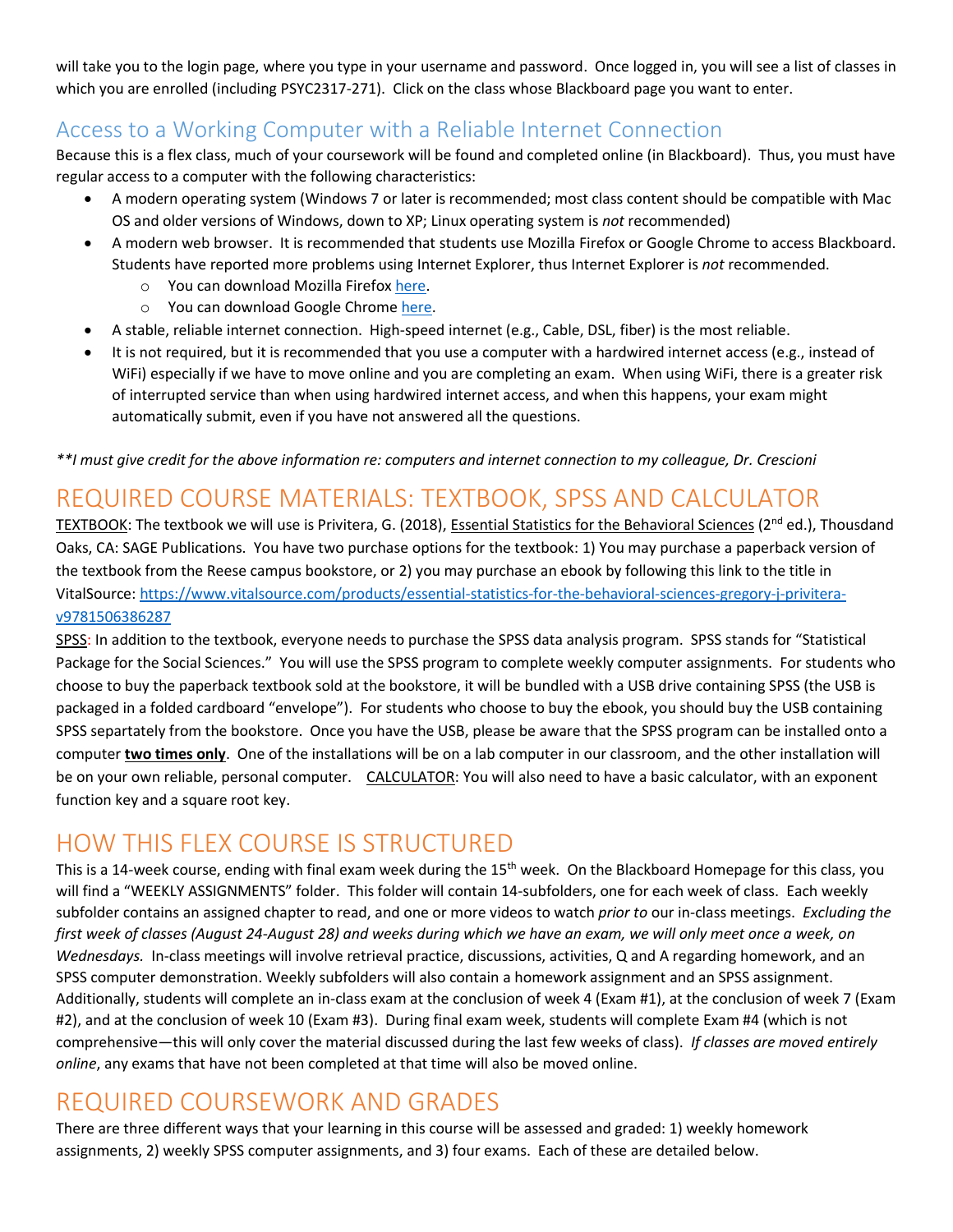will take you to the login page, where you type in your username and password. Once logged in, you will see a list of classes in which you are enrolled (including PSYC2317-271). Click on the class whose Blackboard page you want to enter.

## Access to a Working Computer with a Reliable Internet Connection

Because this is a flex class, much of your coursework will be found and completed online (in Blackboard). Thus, you must have regular access to a computer with the following characteristics:

- A modern operating system (Windows 7 or later is recommended; most class content should be compatible with Mac OS and older versions of Windows, down to XP; Linux operating system is *not* recommended)
- A modern web browser. It is recommended that students use Mozilla Firefox or Google Chrome to access Blackboard. Students have reported more problems using Internet Explorer, thus Internet Explorer is *not* recommended.
    - You can download Mozilla Firefox here.
    - You can download Google Chrome here.
- A stable, reliable internet connection. High-speed internet (e.g., Cable, DSL, fiber) is the most reliable.
- It is not required, but it is recommended that you use a computer with a hardwired internet access (e.g., instead of WiFi) especially if we have to move online and you are completing an exam. When using WiFi, there is a greater risk of interrupted service than when using hardwired internet access, and when this happens, your exam might automatically submit, even if you have not answered all the questions.

*\*\*I must give credit for the above information re: computers and internet connection to my colleague, Dr. Crescioni*

# REQUIRED COURSE MATERIALS: TEXTBOOK, SPSS AND CALCULATOR

TEXTBOOK: The textbook we will use is Privitera, G. (2018), Essential Statistics for the Behavioral Sciences (2nd ed.), Thousand Oaks, CA: SAGE Publications. You have two purchase options for the textbook: 1) You may purchase a paperback version of the textbook from the Reese campus bookstore, or 2) you may purchase an ebook by following this link to the title in VitalSource: https://www.vitalsource.com/products/essential-statistics-for-the-behavioral-sciences-gregory-j-privitera-v9781506386287

SPSS: In addition to the textbook, everyone needs to purchase the SPSS data analysis program. SPSS stands for "Statistical Package for the Social Sciences." You will use the SPSS program to complete weekly computer assignments. For students who choose to buy the paperback textbook sold at the bookstore, it will be bundled with a USB drive containing SPSS (the USB is packaged in a folded cardboard "envelope"). For students who choose to buy the ebook, you should buy the USB containing SPSS separtately from the bookstore. Once you have the USB, please be aware that the SPSS program can be installed onto a computer **two times only**. One of the installations will be on a lab computer in our classroom, and the other installation will be on your own reliable, personal computer. CALCULATOR: You will also need to have a basic calculator, with an exponent function key and a square root key.

# HOW THIS FLEX COURSE IS STRUCTURED

This is a 14-week course, ending with final exam week during the 15th week. On the Blackboard Homepage for this class, you will find a "WEEKLY ASSIGNMENTS" folder. This folder will contain 14-subfolders, one for each week of class. Each weekly subfolder contains an assigned chapter to read, and one or more videos to watch *prior to* our in-class meetings. *Excluding the first week of classes (August 24-August 28) and weeks during which we have an exam, we will only meet once a week, on Wednesdays.* In-class meetings will involve retrieval practice, discussions, activities, Q and A regarding homework, and an SPSS computer demonstration. Weekly subfolders will also contain a homework assignment and an SPSS assignment. Additionally, students will complete an in-class exam at the conclusion of week 4 (Exam #1), at the conclusion of week 7 (Exam #2), and at the conclusion of week 10 (Exam #3). During final exam week, students will complete Exam #4 (which is not comprehensive—this will only cover the material discussed during the last few weeks of class). *If classes are moved entirely online*, any exams that have not been completed at that time will also be moved online.

# REQUIRED COURSEWORK AND GRADES

There are three different ways that your learning in this course will be assessed and graded: 1) weekly homework assignments, 2) weekly SPSS computer assignments, and 3) four exams. Each of these are detailed below.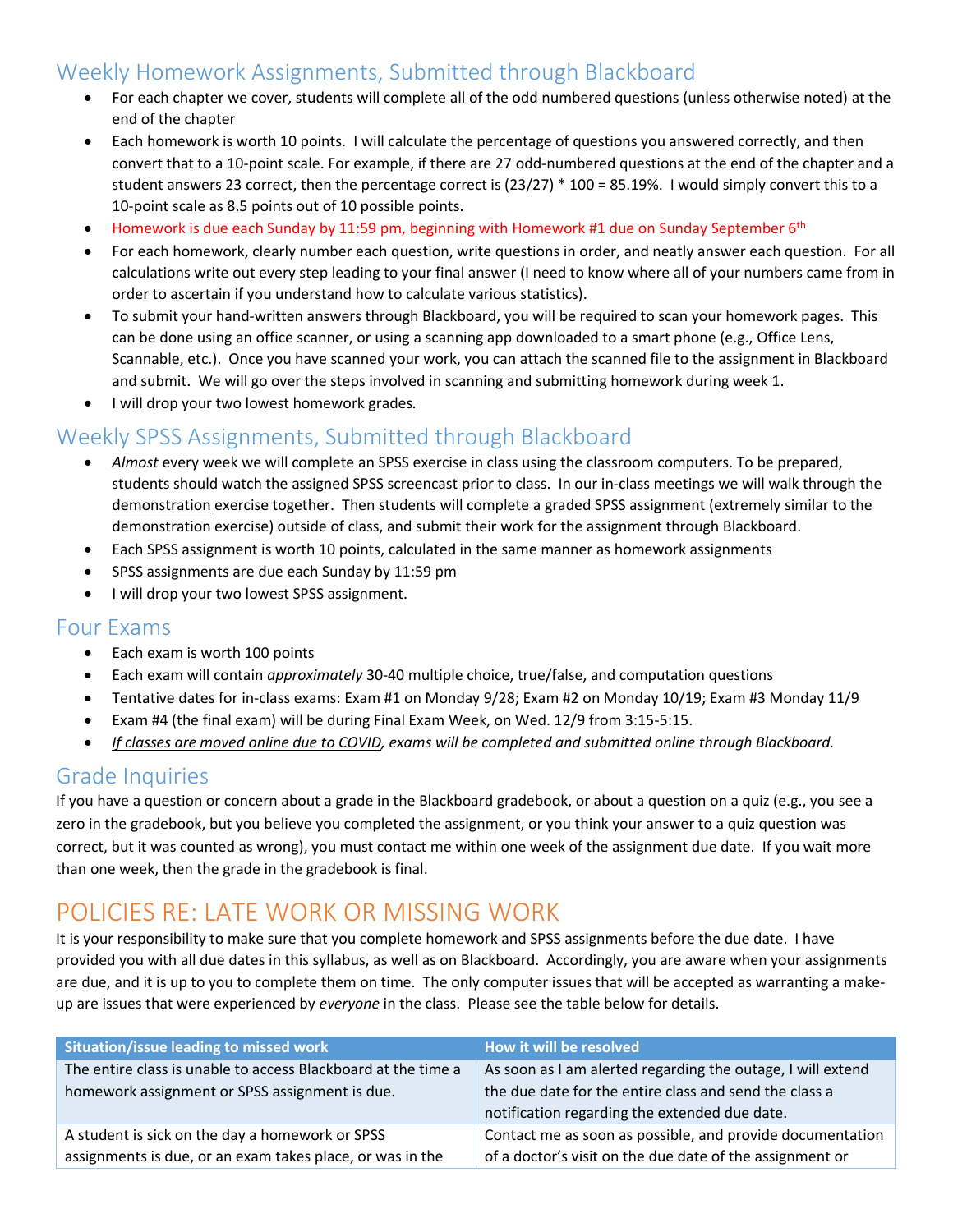## Weekly Homework Assignments, Submitted through Blackboard

- For each chapter we cover, students will complete all of the odd numbered questions (unless otherwise noted) at the end of the chapter
- Each homework is worth 10 points. I will calculate the percentage of questions you answered correctly, and then convert that to a 10-point scale. For example, if there are 27 odd-numbered questions at the end of the chapter and a student answers 23 correct, then the percentage correct is (23/27) * 100 = 85.19%. I would simply convert this to a 10-point scale as 8.5 points out of 10 possible points.
- Homework is due each Sunday by 11:59 pm, beginning with Homework #1 due on Sunday September 6th
- For each homework, clearly number each question, write questions in order, and neatly answer each question. For all calculations write out every step leading to your final answer (I need to know where all of your numbers came from in order to ascertain if you understand how to calculate various statistics).
- To submit your hand-written answers through Blackboard, you will be required to scan your homework pages. This can be done using an office scanner, or using a scanning app downloaded to a smart phone (e.g., Office Lens, Scannable, etc.). Once you have scanned your work, you can attach the scanned file to the assignment in Blackboard and submit. We will go over the steps involved in scanning and submitting homework during week 1.
- I will drop your two lowest homework grades.

## Weekly SPSS Assignments, Submitted through Blackboard

- *Almost* every week we will complete an SPSS exercise in class using the classroom computers. To be prepared, students should watch the assigned SPSS screencast prior to class. In our in-class meetings we will walk through the demonstration exercise together. Then students will complete a graded SPSS assignment (extremely similar to the demonstration exercise) outside of class, and submit their work for the assignment through Blackboard.
- Each SPSS assignment is worth 10 points, calculated in the same manner as homework assignments
- SPSS assignments are due each Sunday by 11:59 pm
- I will drop your two lowest SPSS assignment.

## Four Exams

- Each exam is worth 100 points
- Each exam will contain *approximately* 30-40 multiple choice, true/false, and computation questions
- Tentative dates for in-class exams: Exam #1 on Monday 9/28; Exam #2 on Monday 10/19; Exam #3 Monday 11/9
- Exam #4 (the final exam) will be during Final Exam Week, on Wed. 12/9 from 3:15-5:15.
- *If classes are moved online due to COVID, exams will be completed and submitted online through Blackboard.*

## Grade Inquiries

If you have a question or concern about a grade in the Blackboard gradebook, or about a question on a quiz (e.g., you see a zero in the gradebook, but you believe you completed the assignment, or you think your answer to a quiz question was correct, but it was counted as wrong), you must contact me within one week of the assignment due date. If you wait more than one week, then the grade in the gradebook is final.

# POLICIES RE: LATE WORK OR MISSING WORK

It is your responsibility to make sure that you complete homework and SPSS assignments before the due date. I have provided you with all due dates in this syllabus, as well as on Blackboard. Accordingly, you are aware when your assignments are due, and it is up to you to complete them on time. The only computer issues that will be accepted as warranting a make-up are issues that were experienced by *everyone* in the class. Please see the table below for details.

| Situation/issue leading to missed work | How it will be resolved |
|---|---|
| The entire class is unable to access Blackboard at the time a homework assignment or SPSS assignment is due. | As soon as I am alerted regarding the outage, I will extend the due date for the entire class and send the class a notification regarding the extended due date. |
| A student is sick on the day a homework or SPSS assignments is due, or an exam takes place, or was in the | Contact me as soon as possible, and provide documentation of a doctor's visit on the due date of the assignment or |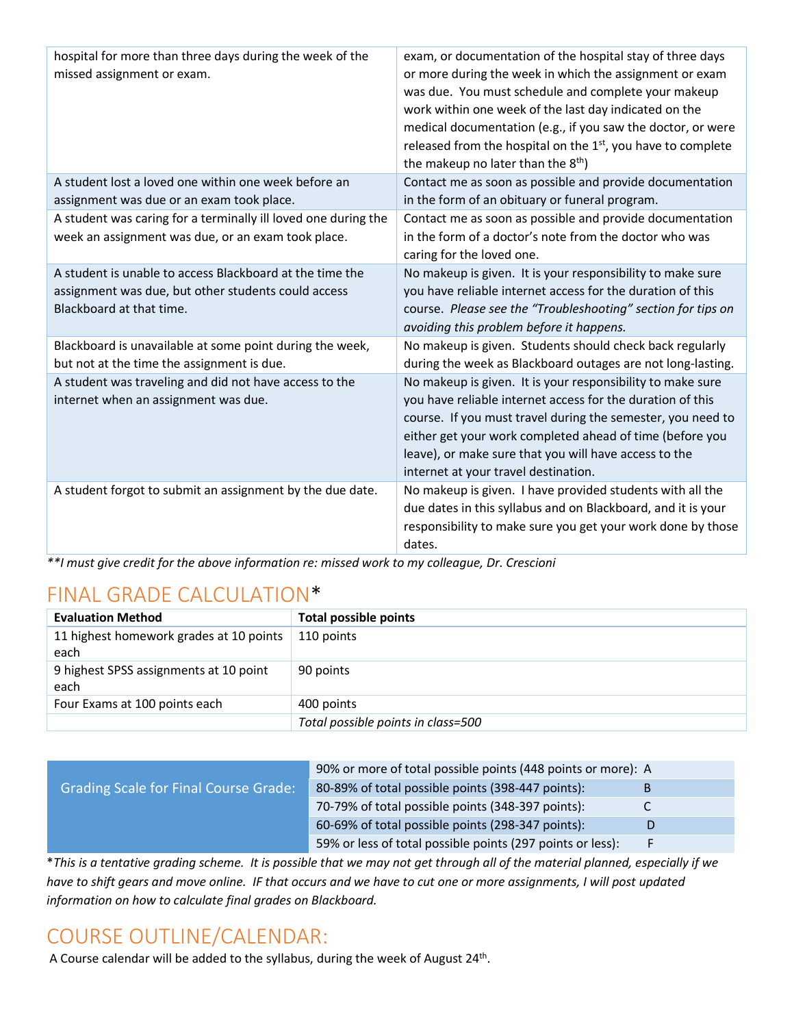| | |
|---|---|
| hospital for more than three days during the week of the missed assignment or exam. | exam, or documentation of the hospital stay of three days or more during the week in which the assignment or exam was due. You must schedule and complete your makeup work within one week of the last day indicated on the medical documentation (e.g., if you saw the doctor, or were released from the hospital on the 1st, you have to complete the makeup no later than the 8th) |
| A student lost a loved one within one week before an assignment was due or an exam took place. | Contact me as soon as possible and provide documentation in the form of an obituary or funeral program. |
| A student was caring for a terminally ill loved one during the week an assignment was due, or an exam took place. | Contact me as soon as possible and provide documentation in the form of a doctor's note from the doctor who was caring for the loved one. |
| A student is unable to access Blackboard at the time the assignment was due, but other students could access Blackboard at that time. | No makeup is given. It is your responsibility to make sure you have reliable internet access for the duration of this course. *Please see the "Troubleshooting" section for tips on avoiding this problem before it happens.* |
| Blackboard is unavailable at some point during the week, but not at the time the assignment is due. | No makeup is given. Students should check back regularly during the week as Blackboard outages are not long-lasting. |
| A student was traveling and did not have access to the internet when an assignment was due. | No makeup is given. It is your responsibility to make sure you have reliable internet access for the duration of this course. If you must travel during the semester, you need to either get your work completed ahead of time (before you leave), or make sure that you will have access to the internet at your travel destination. |
| A student forgot to submit an assignment by the due date. | No makeup is given. I have provided students with all the due dates in this syllabus and on Blackboard, and it is your responsibility to make sure you get your work done by those dates. |

*\*\*I must give credit for the above information re: missed work to my colleague, Dr. Crescioni*

## FINAL GRADE CALCULATION*

| Evaluation Method | Total possible points |
|---|---|
| 11 highest homework grades at 10 points each | 110 points |
| 9 highest SPSS assignments at 10 point each | 90 points |
| Four Exams at 100 points each | 400 points |
| | *Total possible points in class=500* |

| Grading Scale for Final Course Grade: | | |
|---|---|---|
| | 90% or more of total possible points (448 points or more): | A |
| | 80-89% of total possible points (398-447 points): | B |
| | 70-79% of total possible points (348-397 points): | C |
| | 60-69% of total possible points (298-347 points): | D |
| | 59% or less of total possible points (297 points or less): | F |

\**This is a tentative grading scheme. It is possible that we may not get through all of the material planned, especially if we have to shift gears and move online. IF that occurs and we have to cut one or more assignments, I will post updated information on how to calculate final grades on Blackboard.*

## COURSE OUTLINE/CALENDAR:

A Course calendar will be added to the syllabus, during the week of August 24th.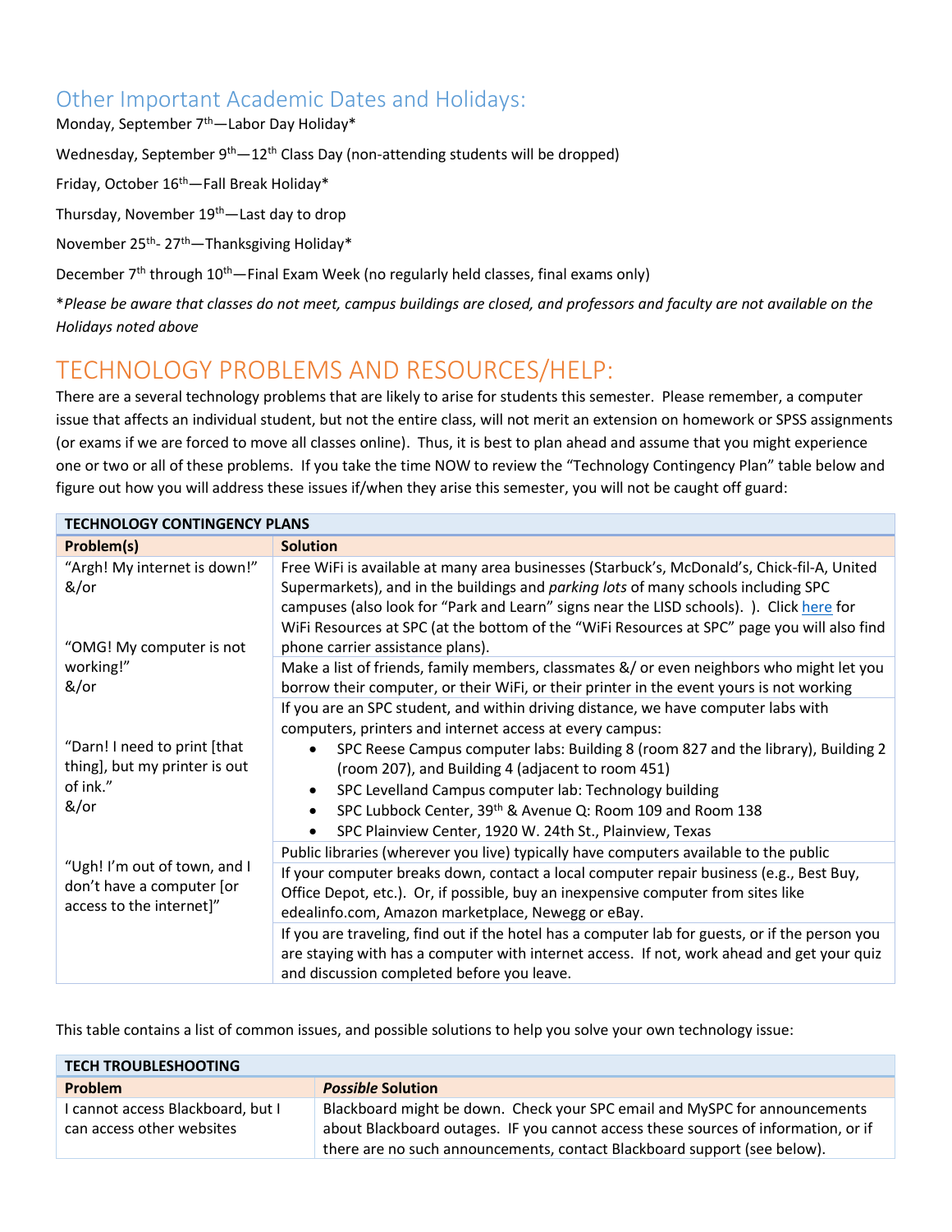## Other Important Academic Dates and Holidays:

Monday, September 7th—Labor Day Holiday*

Wednesday, September 9th—12th Class Day (non-attending students will be dropped)

Friday, October 16th—Fall Break Holiday*

Thursday, November 19th—Last day to drop

November 25th- 27th—Thanksgiving Holiday*

December 7th through 10th—Final Exam Week (no regularly held classes, final exams only)

**Please be aware that classes do not meet, campus buildings are closed, and professors and faculty are not available on the Holidays noted above*

# TECHNOLOGY PROBLEMS AND RESOURCES/HELP:

There are a several technology problems that are likely to arise for students this semester. Please remember, a computer issue that affects an individual student, but not the entire class, will not merit an extension on homework or SPSS assignments (or exams if we are forced to move all classes online). Thus, it is best to plan ahead and assume that you might experience one or two or all of these problems. If you take the time NOW to review the "Technology Contingency Plan" table below and figure out how you will address these issues if/when they arise this semester, you will not be caught off guard:

| **TECHNOLOGY CONTINGENCY PLANS** | |
|---|---|
| **Problem(s)** | **Solution** |
| "Argh! My internet is down!" &/or "OMG! My computer is not working!" &/or "Darn! I need to print [that thing], but my printer is out of ink." &/or "Ugh! I'm out of town, and I don't have a computer [or access to the internet]" | Free WiFi is available at many area businesses (Starbuck's, McDonald's, Chick-fil-A, United Supermarkets), and in the buildings and *parking lots* of many schools including SPC campuses (also look for "Park and Learn" signs near the LISD schools). ). Click here for WiFi Resources at SPC (at the bottom of the "WiFi Resources at SPC" page you will also find phone carrier assistance plans). |
| | Make a list of friends, family members, classmates &/ or even neighbors who might let you borrow their computer, or their WiFi, or their printer in the event yours is not working |
| | If you are an SPC student, and within driving distance, we have computer labs with computers, printers and internet access at every campus:<br>• SPC Reese Campus computer labs: Building 8 (room 827 and the library), Building 2 (room 207), and Building 4 (adjacent to room 451)<br>• SPC Levelland Campus computer lab: Technology building<br>• SPC Lubbock Center, 39th & Avenue Q: Room 109 and Room 138<br>• SPC Plainview Center, 1920 W. 24th St., Plainview, Texas |
| | Public libraries (wherever you live) typically have computers available to the public |
| | If your computer breaks down, contact a local computer repair business (e.g., Best Buy, Office Depot, etc.). Or, if possible, buy an inexpensive computer from sites like edealinfo.com, Amazon marketplace, Newegg or eBay. |
| | If you are traveling, find out if the hotel has a computer lab for guests, or if the person you are staying with has a computer with internet access. If not, work ahead and get your quiz and discussion completed before you leave. |

This table contains a list of common issues, and possible solutions to help you solve your own technology issue:

| **TECH TROUBLESHOOTING** | |
|---|---|
| **Problem** | ***Possible* Solution** |
| I cannot access Blackboard, but I can access other websites | Blackboard might be down. Check your SPC email and MySPC for announcements about Blackboard outages. IF you cannot access these sources of information, or if there are no such announcements, contact Blackboard support (see below). |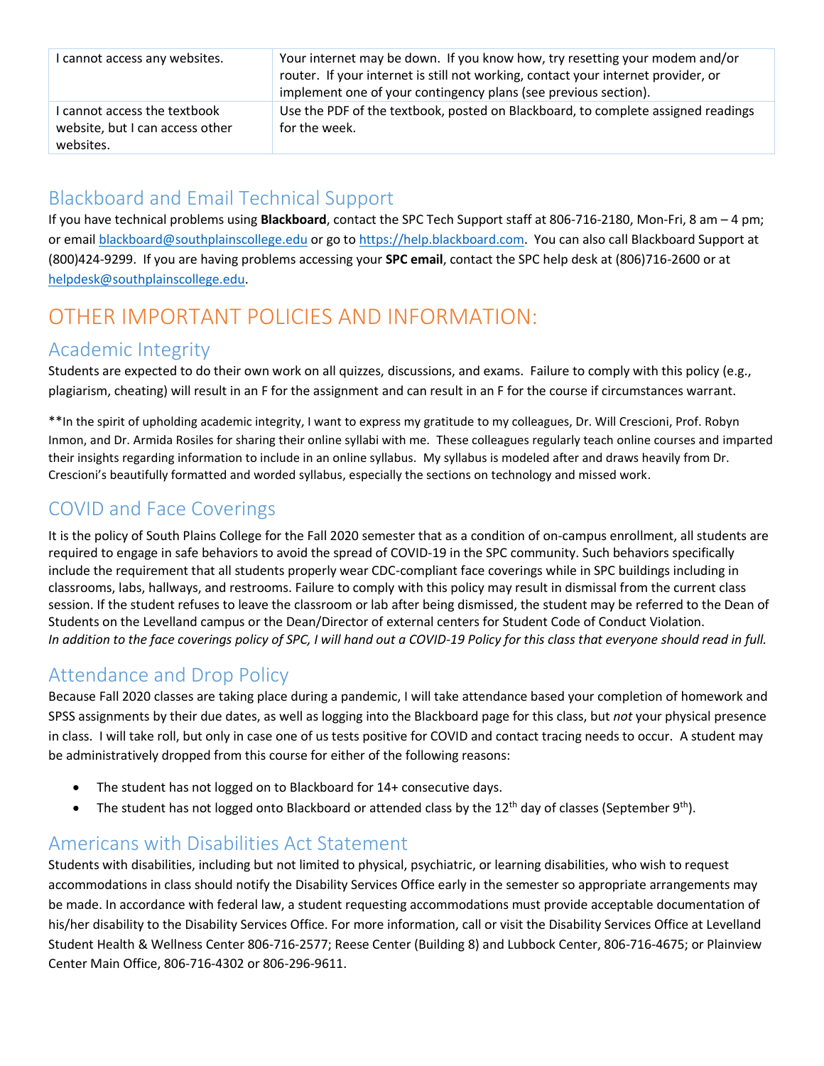| I cannot access any websites. | Your internet may be down. If you know how, try resetting your modem and/or router. If your internet is still not working, contact your internet provider, or implement one of your contingency plans (see previous section). |
|---|---|
| I cannot access the textbook website, but I can access other websites. | Use the PDF of the textbook, posted on Blackboard, to complete assigned readings for the week. |

## Blackboard and Email Technical Support

If you have technical problems using **Blackboard**, contact the SPC Tech Support staff at 806-716-2180, Mon-Fri, 8 am – 4 pm; or email blackboard@southplainscollege.edu or go to https://help.blackboard.com. You can also call Blackboard Support at (800)424-9299. If you are having problems accessing your **SPC email**, contact the SPC help desk at (806)716-2600 or at helpdesk@southplainscollege.edu.

# OTHER IMPORTANT POLICIES AND INFORMATION:

## Academic Integrity

Students are expected to do their own work on all quizzes, discussions, and exams. Failure to comply with this policy (e.g., plagiarism, cheating) will result in an F for the assignment and can result in an F for the course if circumstances warrant.

**In the spirit of upholding academic integrity, I want to express my gratitude to my colleagues, Dr. Will Crescioni, Prof. Robyn Inmon, and Dr. Armida Rosiles for sharing their online syllabi with me. These colleagues regularly teach online courses and imparted their insights regarding information to include in an online syllabus. My syllabus is modeled after and draws heavily from Dr. Crescioni's beautifully formatted and worded syllabus, especially the sections on technology and missed work.

## COVID and Face Coverings

It is the policy of South Plains College for the Fall 2020 semester that as a condition of on-campus enrollment, all students are required to engage in safe behaviors to avoid the spread of COVID-19 in the SPC community. Such behaviors specifically include the requirement that all students properly wear CDC-compliant face coverings while in SPC buildings including in classrooms, labs, hallways, and restrooms. Failure to comply with this policy may result in dismissal from the current class session. If the student refuses to leave the classroom or lab after being dismissed, the student may be referred to the Dean of Students on the Levelland campus or the Dean/Director of external centers for Student Code of Conduct Violation.
*In addition to the face coverings policy of SPC, I will hand out a COVID-19 Policy for this class that everyone should read in full.*

## Attendance and Drop Policy

Because Fall 2020 classes are taking place during a pandemic, I will take attendance based your completion of homework and SPSS assignments by their due dates, as well as logging into the Blackboard page for this class, but *not* your physical presence in class. I will take roll, but only in case one of us tests positive for COVID and contact tracing needs to occur. A student may be administratively dropped from this course for either of the following reasons:

- The student has not logged on to Blackboard for 14+ consecutive days.
- The student has not logged onto Blackboard or attended class by the 12th day of classes (September 9th).

## Americans with Disabilities Act Statement

Students with disabilities, including but not limited to physical, psychiatric, or learning disabilities, who wish to request accommodations in class should notify the Disability Services Office early in the semester so appropriate arrangements may be made. In accordance with federal law, a student requesting accommodations must provide acceptable documentation of his/her disability to the Disability Services Office. For more information, call or visit the Disability Services Office at Levelland Student Health & Wellness Center 806-716-2577; Reese Center (Building 8) and Lubbock Center, 806-716-4675; or Plainview Center Main Office, 806-716-4302 or 806-296-9611.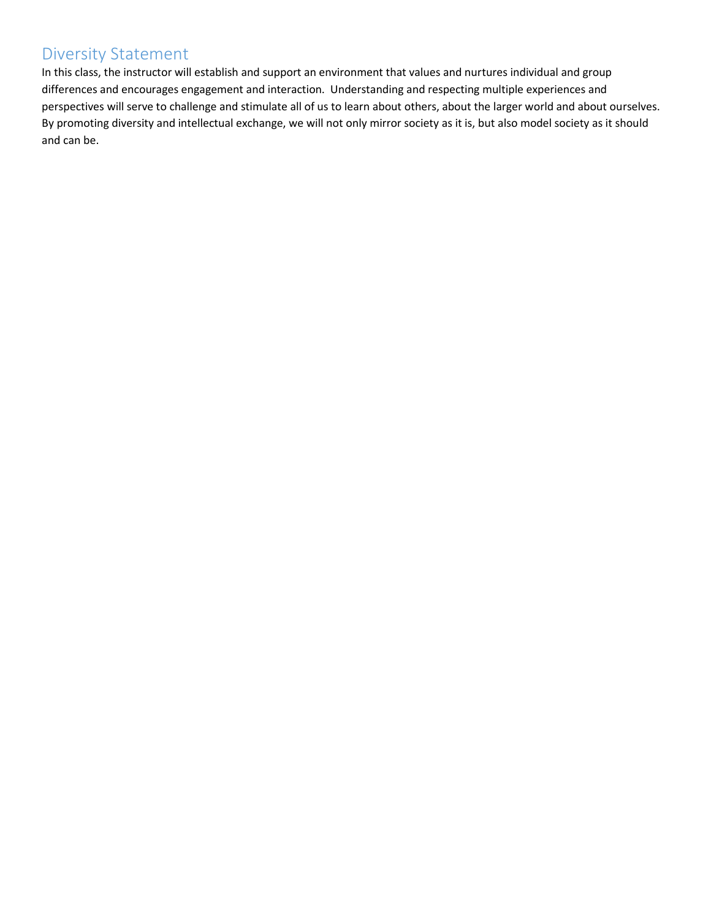## Diversity Statement

In this class, the instructor will establish and support an environment that values and nurtures individual and group differences and encourages engagement and interaction. Understanding and respecting multiple experiences and perspectives will serve to challenge and stimulate all of us to learn about others, about the larger world and about ourselves. By promoting diversity and intellectual exchange, we will not only mirror society as it is, but also model society as it should and can be.